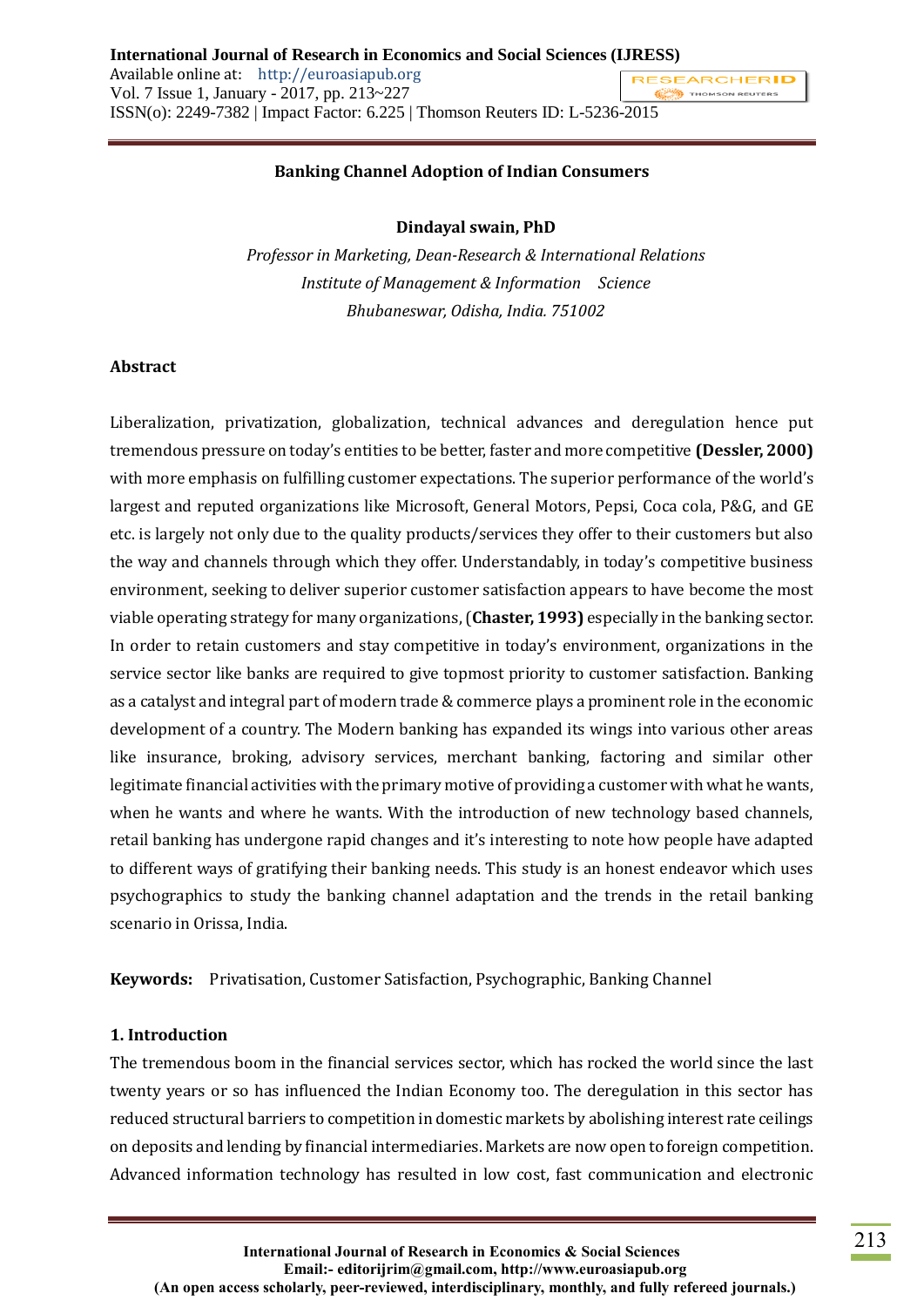# Banking Channel Adoption of Indian Consumers

**Dindayal swain, PhD**

*Professor in Marketing, Dean-Research & International Relations*
*Institute of Management & Information Science*
*Bhubaneswar, Odisha, India. 751002*

## Abstract

Liberalization, privatization, globalization, technical advances and deregulation hence put tremendous pressure on today's entities to be better, faster and more competitive **(Dessler, 2000)** with more emphasis on fulfilling customer expectations. The superior performance of the world's largest and reputed organizations like Microsoft, General Motors, Pepsi, Coca cola, P&G, and GE etc. is largely not only due to the quality products/services they offer to their customers but also the way and channels through which they offer. Understandably, in today's competitive business environment, seeking to deliver superior customer satisfaction appears to have become the most viable operating strategy for many organizations, (**Chaster, 1993)** especially in the banking sector. In order to retain customers and stay competitive in today's environment, organizations in the service sector like banks are required to give topmost priority to customer satisfaction. Banking as a catalyst and integral part of modern trade & commerce plays a prominent role in the economic development of a country. The Modern banking has expanded its wings into various other areas like insurance, broking, advisory services, merchant banking, factoring and similar other legitimate financial activities with the primary motive of providing a customer with what he wants, when he wants and where he wants. With the introduction of new technology based channels, retail banking has undergone rapid changes and it's interesting to note how people have adapted to different ways of gratifying their banking needs. This study is an honest endeavor which uses psychographics to study the banking channel adaptation and the trends in the retail banking scenario in Orissa, India.

**Keywords:** Privatisation, Customer Satisfaction, Psychographic, Banking Channel

## 1. Introduction

The tremendous boom in the financial services sector, which has rocked the world since the last twenty years or so has influenced the Indian Economy too. The deregulation in this sector has reduced structural barriers to competition in domestic markets by abolishing interest rate ceilings on deposits and lending by financial intermediaries. Markets are now open to foreign competition. Advanced information technology has resulted in low cost, fast communication and electronic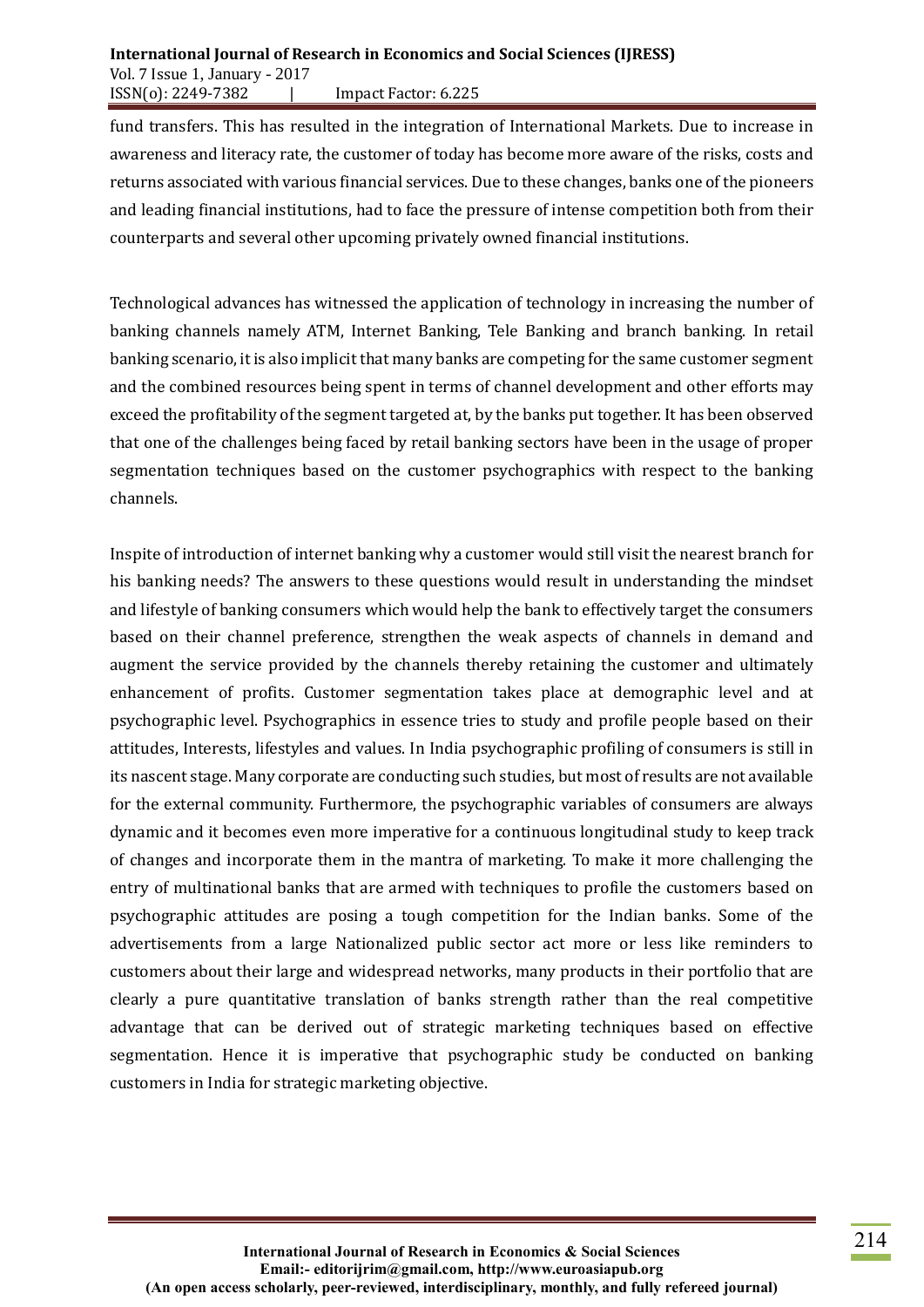fund transfers. This has resulted in the integration of International Markets. Due to increase in awareness and literacy rate, the customer of today has become more aware of the risks, costs and returns associated with various financial services. Due to these changes, banks one of the pioneers and leading financial institutions, had to face the pressure of intense competition both from their counterparts and several other upcoming privately owned financial institutions.

Technological advances has witnessed the application of technology in increasing the number of banking channels namely ATM, Internet Banking, Tele Banking and branch banking. In retail banking scenario, it is also implicit that many banks are competing for the same customer segment and the combined resources being spent in terms of channel development and other efforts may exceed the profitability of the segment targeted at, by the banks put together. It has been observed that one of the challenges being faced by retail banking sectors have been in the usage of proper segmentation techniques based on the customer psychographics with respect to the banking channels.

Inspite of introduction of internet banking why a customer would still visit the nearest branch for his banking needs? The answers to these questions would result in understanding the mindset and lifestyle of banking consumers which would help the bank to effectively target the consumers based on their channel preference, strengthen the weak aspects of channels in demand and augment the service provided by the channels thereby retaining the customer and ultimately enhancement of profits. Customer segmentation takes place at demographic level and at psychographic level. Psychographics in essence tries to study and profile people based on their attitudes, Interests, lifestyles and values. In India psychographic profiling of consumers is still in its nascent stage. Many corporate are conducting such studies, but most of results are not available for the external community. Furthermore, the psychographic variables of consumers are always dynamic and it becomes even more imperative for a continuous longitudinal study to keep track of changes and incorporate them in the mantra of marketing. To make it more challenging the entry of multinational banks that are armed with techniques to profile the customers based on psychographic attitudes are posing a tough competition for the Indian banks. Some of the advertisements from a large Nationalized public sector act more or less like reminders to customers about their large and widespread networks, many products in their portfolio that are clearly a pure quantitative translation of banks strength rather than the real competitive advantage that can be derived out of strategic marketing techniques based on effective segmentation. Hence it is imperative that psychographic study be conducted on banking customers in India for strategic marketing objective.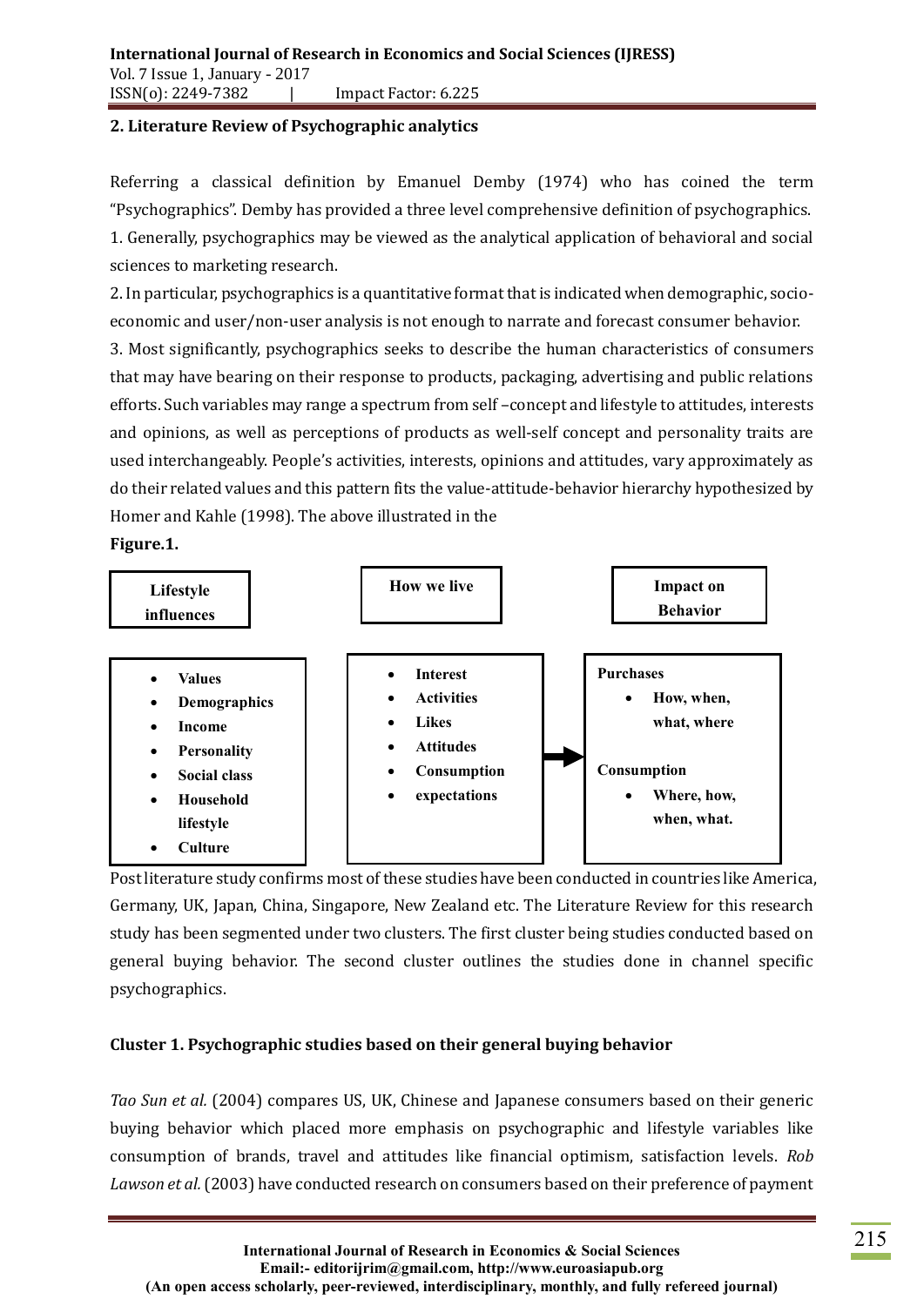## 2. Literature Review of Psychographic analytics

Referring a classical definition by Emanuel Demby (1974) who has coined the term "Psychographics". Demby has provided a three level comprehensive definition of psychographics.

1. Generally, psychographics may be viewed as the analytical application of behavioral and social sciences to marketing research.
2. In particular, psychographics is a quantitative format that is indicated when demographic, socio-economic and user/non-user analysis is not enough to narrate and forecast consumer behavior.
3. Most significantly, psychographics seeks to describe the human characteristics of consumers that may have bearing on their response to products, packaging, advertising and public relations efforts. Such variables may range a spectrum from self –concept and lifestyle to attitudes, interests and opinions, as well as perceptions of products as well-self concept and personality traits are used interchangeably. People's activities, interests, opinions and attitudes, vary approximately as do their related values and this pattern fits the value-attitude-behavior hierarchy hypothesized by Homer and Kahle (1998). The above illustrated in the

**Figure.1.**

| Lifestyle influences | How we live | Impact on Behavior |
|---|---|---|
| • Values<br>• Demographics<br>• Income<br>• Personality<br>• Social class<br>• Household lifestyle<br>• Culture | • Interest<br>• Activities<br>• Likes<br>• Attitudes<br>• Consumption<br>• expectations | **Purchases**<br>• How, when, what, where<br>**Consumption**<br>• Where, how, when, what. |

Post literature study confirms most of these studies have been conducted in countries like America, Germany, UK, Japan, China, Singapore, New Zealand etc. The Literature Review for this research study has been segmented under two clusters. The first cluster being studies conducted based on general buying behavior. The second cluster outlines the studies done in channel specific psychographics.

### Cluster 1. Psychographic studies based on their general buying behavior

*Tao Sun et al.* (2004) compares US, UK, Chinese and Japanese consumers based on their generic buying behavior which placed more emphasis on psychographic and lifestyle variables like consumption of brands, travel and attitudes like financial optimism, satisfaction levels. *Rob Lawson et al.* (2003) have conducted research on consumers based on their preference of payment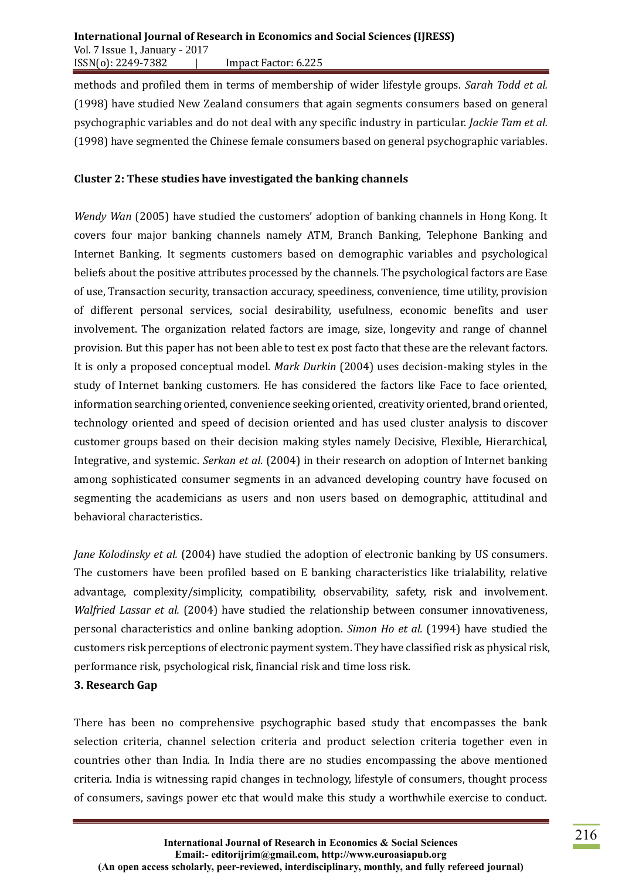methods and profiled them in terms of membership of wider lifestyle groups. *Sarah Todd et al.* (1998) have studied New Zealand consumers that again segments consumers based on general psychographic variables and do not deal with any specific industry in particular. *Jackie Tam et al.* (1998) have segmented the Chinese female consumers based on general psychographic variables.

**Cluster 2: These studies have investigated the banking channels**

*Wendy Wan* (2005) have studied the customers' adoption of banking channels in Hong Kong. It covers four major banking channels namely ATM, Branch Banking, Telephone Banking and Internet Banking. It segments customers based on demographic variables and psychological beliefs about the positive attributes processed by the channels. The psychological factors are Ease of use, Transaction security, transaction accuracy, speediness, convenience, time utility, provision of different personal services, social desirability, usefulness, economic benefits and user involvement. The organization related factors are image, size, longevity and range of channel provision. But this paper has not been able to test ex post facto that these are the relevant factors. It is only a proposed conceptual model. *Mark Durkin* (2004) uses decision-making styles in the study of Internet banking customers. He has considered the factors like Face to face oriented, information searching oriented, convenience seeking oriented, creativity oriented, brand oriented, technology oriented and speed of decision oriented and has used cluster analysis to discover customer groups based on their decision making styles namely Decisive, Flexible, Hierarchical, Integrative, and systemic. *Serkan et al*. (2004) in their research on adoption of Internet banking among sophisticated consumer segments in an advanced developing country have focused on segmenting the academicians as users and non users based on demographic, attitudinal and behavioral characteristics.

*Jane Kolodinsky et al.* (2004) have studied the adoption of electronic banking by US consumers. The customers have been profiled based on E banking characteristics like trialability, relative advantage, complexity/simplicity, compatibility, observability, safety, risk and involvement. *Walfried Lassar et al.* (2004) have studied the relationship between consumer innovativeness, personal characteristics and online banking adoption. *Simon Ho et al.* (1994) have studied the customers risk perceptions of electronic payment system. They have classified risk as physical risk, performance risk, psychological risk, financial risk and time loss risk.

## 3. Research Gap

There has been no comprehensive psychographic based study that encompasses the bank selection criteria, channel selection criteria and product selection criteria together even in countries other than India. In India there are no studies encompassing the above mentioned criteria. India is witnessing rapid changes in technology, lifestyle of consumers, thought process of consumers, savings power etc that would make this study a worthwhile exercise to conduct.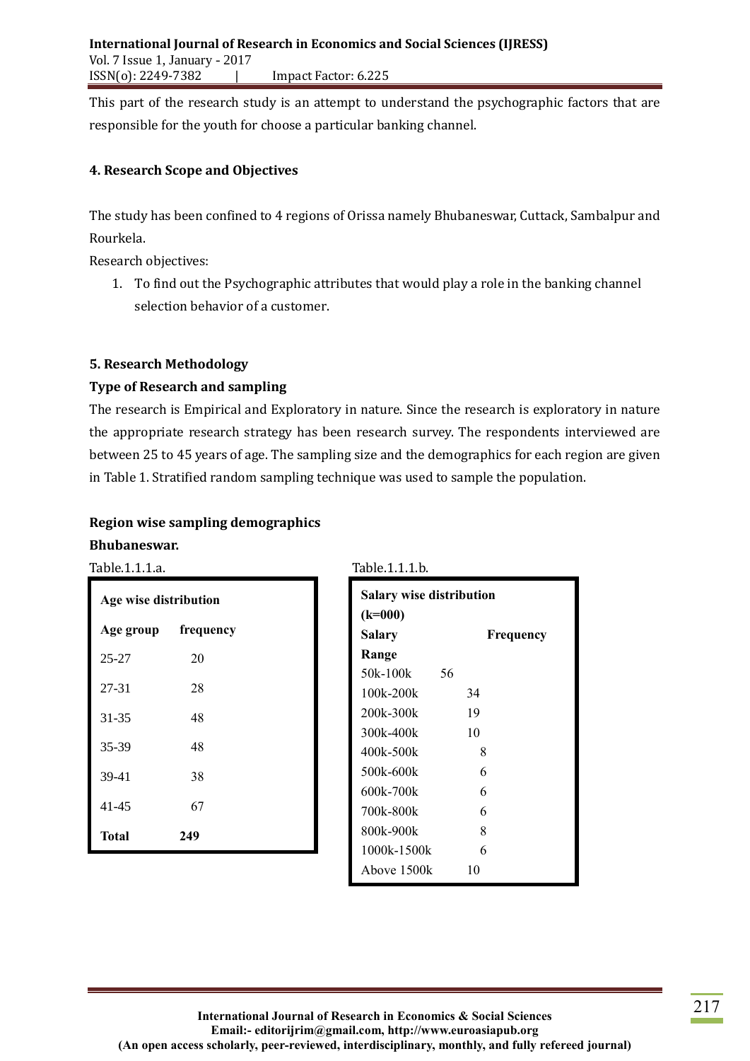This part of the research study is an attempt to understand the psychographic factors that are responsible for the youth for choose a particular banking channel.

## 4. Research Scope and Objectives

The study has been confined to 4 regions of Orissa namely Bhubaneswar, Cuttack, Sambalpur and Rourkela.

Research objectives:

1. To find out the Psychographic attributes that would play a role in the banking channel selection behavior of a customer.

## 5. Research Methodology

### Type of Research and sampling

The research is Empirical and Exploratory in nature. Since the research is exploratory in nature the appropriate research strategy has been research survey. The respondents interviewed are between 25 to 45 years of age. The sampling size and the demographics for each region are given in Table 1. Stratified random sampling technique was used to sample the population.

### Region wise sampling demographics

**Bhubaneswar.**

Table.1.1.1.a.

| Age wise distribution | |
|---|---|
| **Age group** | **frequency** |
| 25-27 | 20 |
| 27-31 | 28 |
| 31-35 | 48 |
| 35-39 | 48 |
| 39-41 | 38 |
| 41-45 | 67 |
| **Total** | **249** |

Table.1.1.1.b.

| Salary wise distribution (k=000) | |
|---|---|
| **Salary Range** | **Frequency** |
| 50k-100k | 56 |
| 100k-200k | 34 |
| 200k-300k | 19 |
| 300k-400k | 10 |
| 400k-500k | 8 |
| 500k-600k | 6 |
| 600k-700k | 6 |
| 700k-800k | 6 |
| 800k-900k | 8 |
| 1000k-1500k | 6 |
| Above 1500k | 10 |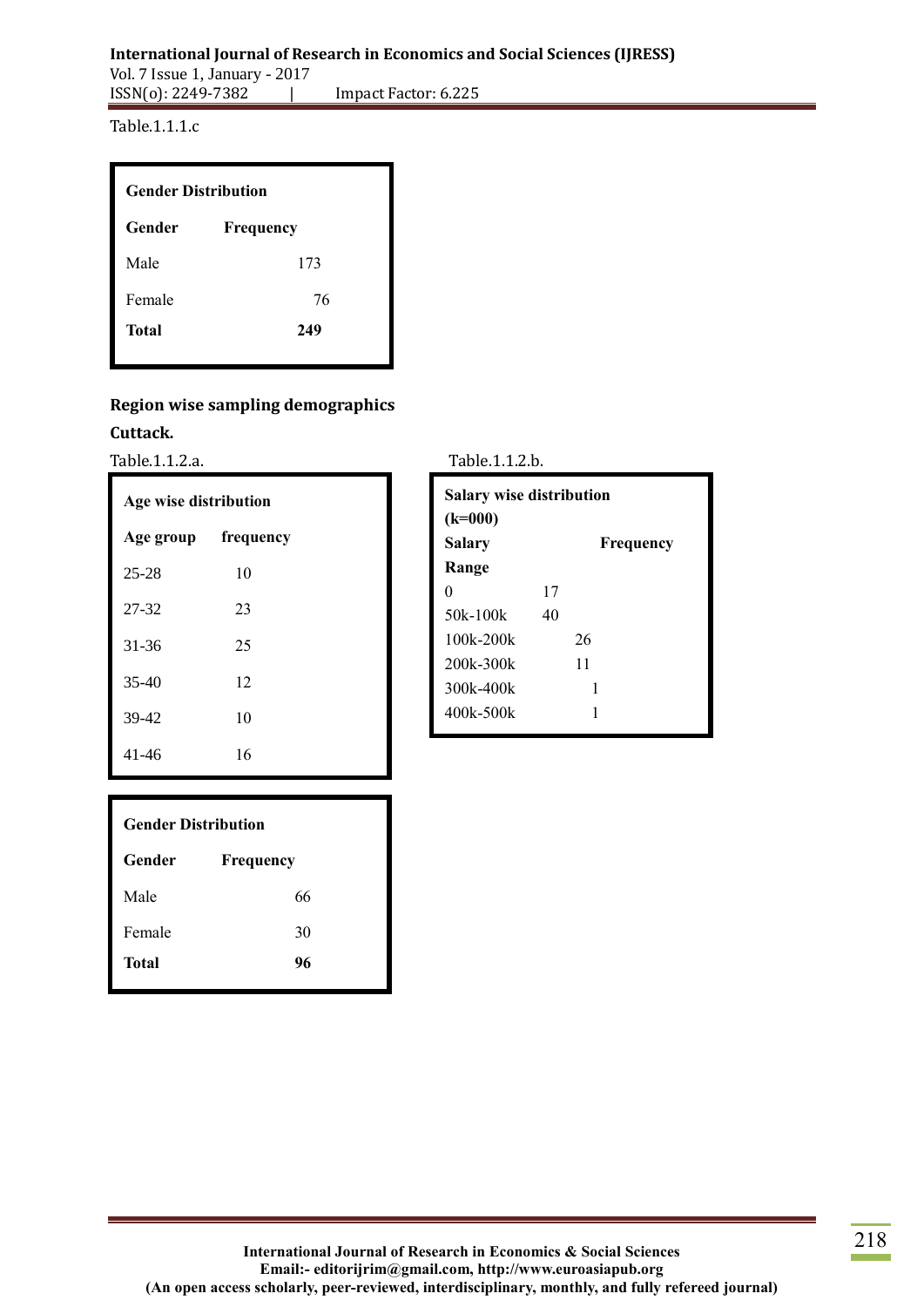Table.1.1.1.c

| Gender Distribution | |
|---|---|
| **Gender** | **Frequency** |
| Male | 173 |
| Female | 76 |
| **Total** | **249** |

**Region wise sampling demographics**

**Cuttack.**

Table.1.1.2.a.

| Age wise distribution | |
|---|---|
| **Age group** | **frequency** |
| 25-28 | 10 |
| 27-32 | 23 |
| 31-36 | 25 |
| 35-40 | 12 |
| 39-42 | 10 |
| 41-46 | 16 |

Table.1.1.2.b.

| Salary wise distribution (k=000) | |
|---|---|
| **Salary Range** | **Frequency** |
| 0 | 17 |
| 50k-100k | 40 |
| 100k-200k | 26 |
| 200k-300k | 11 |
| 300k-400k | 1 |
| 400k-500k | 1 |

| Gender Distribution | |
|---|---|
| **Gender** | **Frequency** |
| Male | 66 |
| Female | 30 |
| **Total** | **96** |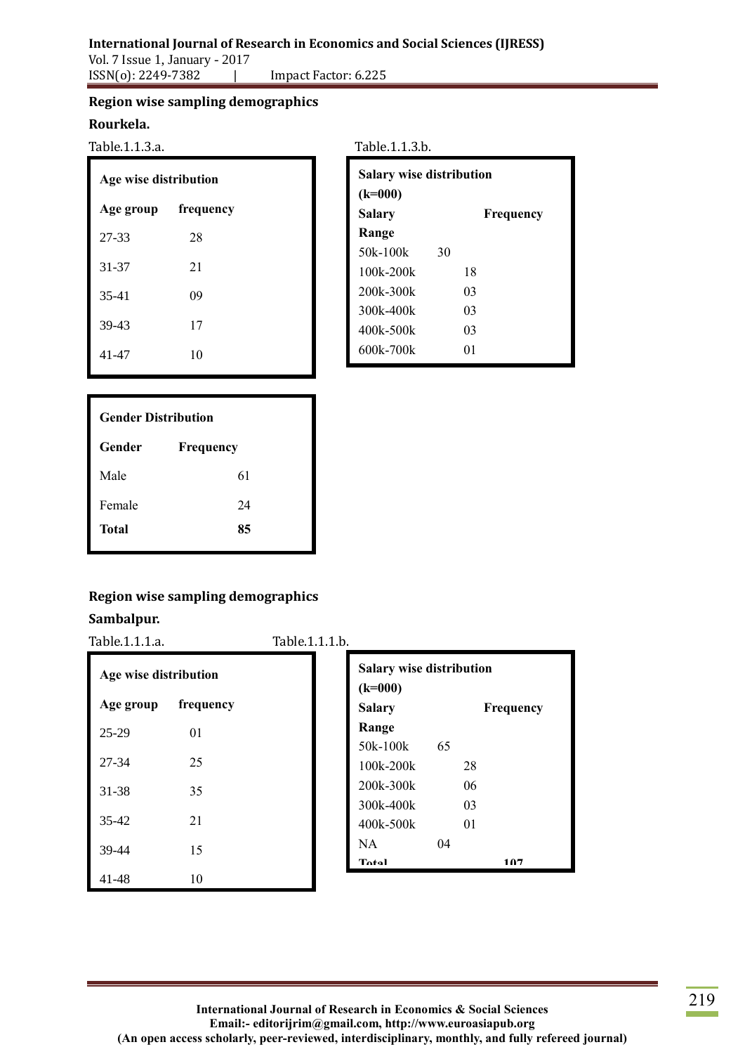### Region wise sampling demographics

**Rourkela.**

Table.1.1.3.a.

| **Age wise distribution** | |
|---|---|
| **Age group** | **frequency** |
| 27-33 | 28 |
| 31-37 | 21 |
| 35-41 | 09 |
| 39-43 | 17 |
| 41-47 | 10 |

Table.1.1.3.b.

| **Salary wise distribution (k=000)** | |
|---|---|
| **Salary Range** | **Frequency** |
| 50k-100k | 30 |
| 100k-200k | 18 |
| 200k-300k | 03 |
| 300k-400k | 03 |
| 400k-500k | 03 |
| 600k-700k | 01 |

| **Gender Distribution** | |
|---|---|
| **Gender** | **Frequency** |
| Male | 61 |
| Female | 24 |
| **Total** | **85** |

### Region wise sampling demographics

**Sambalpur.**

Table.1.1.1.a.

| **Age wise distribution** | |
|---|---|
| **Age group** | **frequency** |
| 25-29 | 01 |
| 27-34 | 25 |
| 31-38 | 35 |
| 35-42 | 21 |
| 39-44 | 15 |
| 41-48 | 10 |

Table.1.1.1.b.

| **Salary wise distribution (k=000)** | |
|---|---|
| **Salary Range** | **Frequency** |
| 50k-100k | 65 |
| 100k-200k | 28 |
| 200k-300k | 06 |
| 300k-400k | 03 |
| 400k-500k | 01 |
| NA | 04 |
| **Total** | **107** |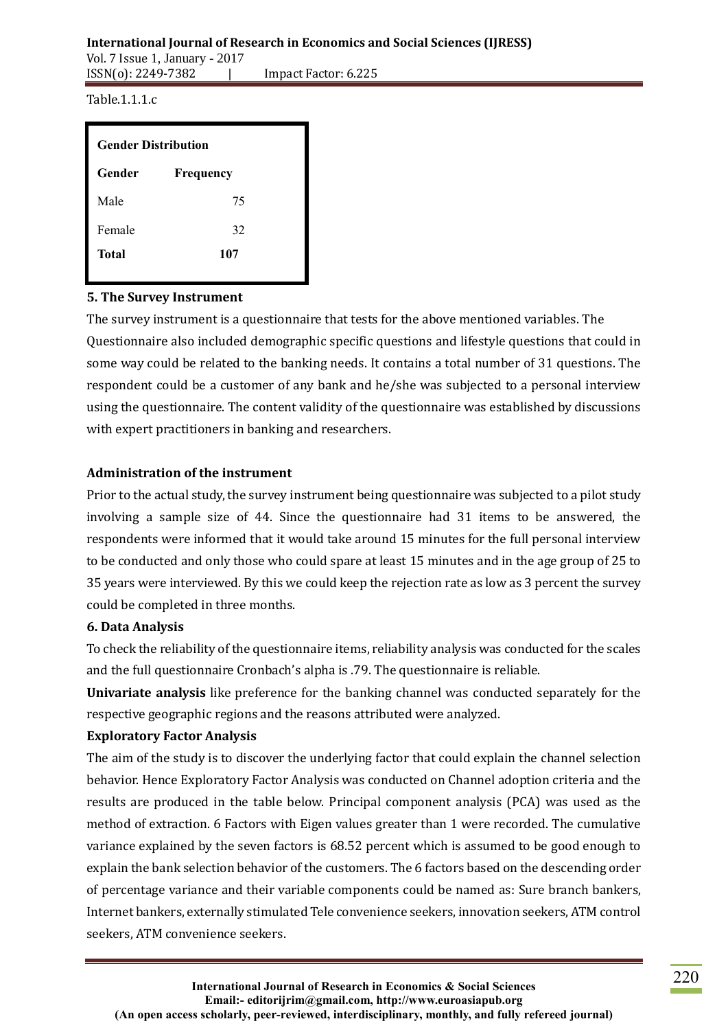Table.1.1.1.c

| Gender Distribution | |
|---|---|
| **Gender** | **Frequency** |
| Male | 75 |
| Female | 32 |
| **Total** | **107** |

### 5. The Survey Instrument

The survey instrument is a questionnaire that tests for the above mentioned variables. The Questionnaire also included demographic specific questions and lifestyle questions that could in some way could be related to the banking needs. It contains a total number of 31 questions. The respondent could be a customer of any bank and he/she was subjected to a personal interview using the questionnaire. The content validity of the questionnaire was established by discussions with expert practitioners in banking and researchers.

### Administration of the instrument

Prior to the actual study, the survey instrument being questionnaire was subjected to a pilot study involving a sample size of 44. Since the questionnaire had 31 items to be answered, the respondents were informed that it would take around 15 minutes for the full personal interview to be conducted and only those who could spare at least 15 minutes and in the age group of 25 to 35 years were interviewed. By this we could keep the rejection rate as low as 3 percent the survey could be completed in three months.

### 6. Data Analysis

To check the reliability of the questionnaire items, reliability analysis was conducted for the scales and the full questionnaire Cronbach's alpha is .79. The questionnaire is reliable.

**Univariate analysis** like preference for the banking channel was conducted separately for the respective geographic regions and the reasons attributed were analyzed.

### Exploratory Factor Analysis

The aim of the study is to discover the underlying factor that could explain the channel selection behavior. Hence Exploratory Factor Analysis was conducted on Channel adoption criteria and the results are produced in the table below. Principal component analysis (PCA) was used as the method of extraction. 6 Factors with Eigen values greater than 1 were recorded. The cumulative variance explained by the seven factors is 68.52 percent which is assumed to be good enough to explain the bank selection behavior of the customers. The 6 factors based on the descending order of percentage variance and their variable components could be named as: Sure branch bankers, Internet bankers, externally stimulated Tele convenience seekers, innovation seekers, ATM control seekers, ATM convenience seekers.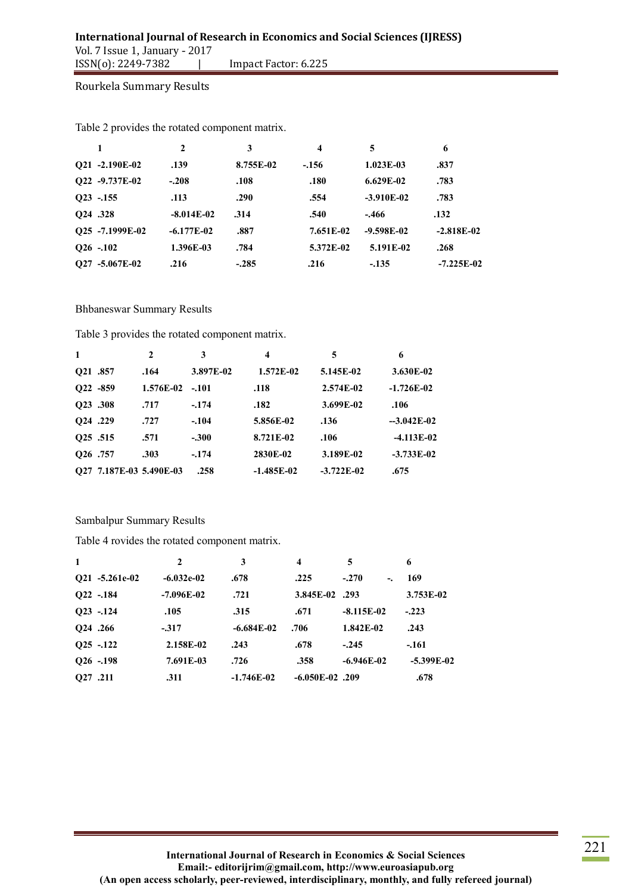Rourkela Summary Results

Table 2 provides the rotated component matrix.

| | 1 | 2 | 3 | 4 | 5 | 6 |
|---|---|---|---|---|---|---|
| Q21 | -2.190E-02 | .139 | 8.755E-02 | -.156 | 1.023E-03 | .837 |
| Q22 | -9.737E-02 | -.208 | .108 | .180 | 6.629E-02 | .783 |
| Q23 | -.155 | .113 | .290 | .554 | -3.910E-02 | .783 |
| Q24 | .328 | -8.014E-02 | .314 | .540 | -.466 | .132 |
| Q25 | -7.1999E-02 | -6.177E-02 | .887 | 7.651E-02 | -9.598E-02 | -2.818E-02 |
| Q26 | -.102 | 1.396E-03 | .784 | 5.372E-02 | 5.191E-02 | .268 |
| Q27 | -5.067E-02 | .216 | -.285 | .216 | -.135 | -7.225E-02 |

Bhbaneswar Summary Results

Table 3 provides the rotated component matrix.

| | 1 | 2 | 3 | 4 | 5 | 6 |
|---|---|---|---|---|---|---|
| Q21 | .857 | .164 | 3.897E-02 | 1.572E-02 | 5.145E-02 | 3.630E-02 |
| Q22 | -859 | 1.576E-02 | -.101 | .118 | 2.574E-02 | -1.726E-02 |
| Q23 | .308 | .717 | -.174 | .182 | 3.699E-02 | .106 |
| Q24 | .229 | .727 | -.104 | 5.856E-02 | .136 | --3.042E-02 |
| Q25 | .515 | .571 | -.300 | 8.721E-02 | .106 | -4.113E-02 |
| Q26 | .757 | .303 | -.174 | 2830E-02 | 3.189E-02 | -3.733E-02 |
| Q27 | 7.187E-03 | 5.490E-03 | .258 | -1.485E-02 | -3.722E-02 | .675 |

Sambalpur Summary Results

Table 4 rovides the rotated component matrix.

| | 1 | 2 | 3 | 4 | 5 | 6 |
|---|---|---|---|---|---|---|
| Q21 | -5.261e-02 | -6.032e-02 | .678 | .225 | -.270 | -. 169 |
| Q22 | -.184 | -7.096E-02 | .721 | 3.845E-02 | .293 | 3.753E-02 |
| Q23 | -.124 | .105 | .315 | .671 | -8.115E-02 | -.223 |
| Q24 | .266 | -.317 | -6.684E-02 | .706 | 1.842E-02 | .243 |
| Q25 | -.122 | 2.158E-02 | .243 | .678 | -.245 | -.161 |
| Q26 | -.198 | 7.691E-03 | .726 | .358 | -6.946E-02 | -5.399E-02 |
| Q27 | .211 | .311 | -1.746E-02 | -6.050E-02 | .209 | .678 |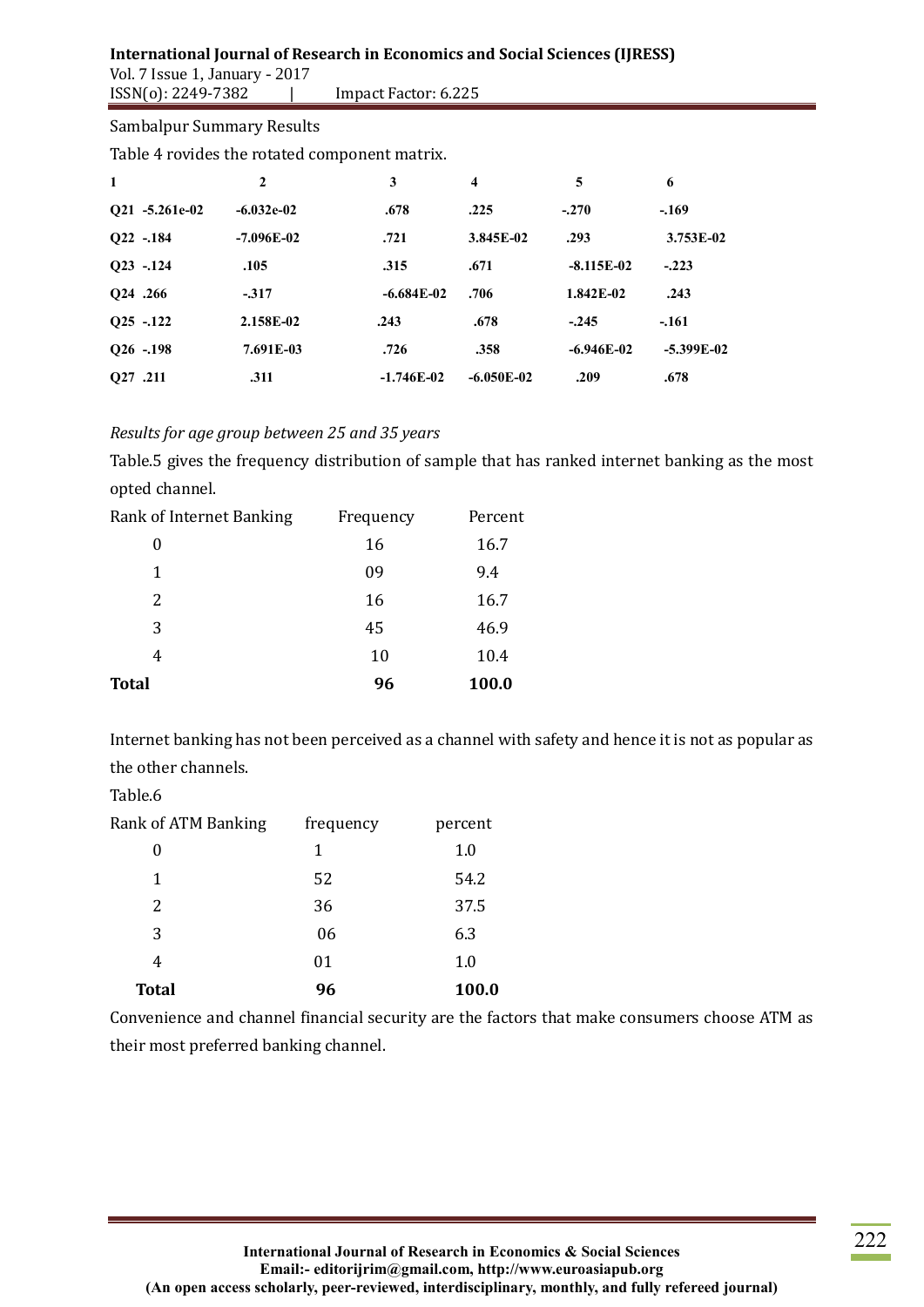Sambalpur Summary Results

Table 4 rovides the rotated component matrix.

| 1 | 2 | 3 | 4 | 5 | 6 |
|---|---|---|---|---|---|
| Q21 -5.261e-02 | -6.032e-02 | .678 | .225 | -.270 | -.169 |
| Q22 -.184 | -7.096E-02 | .721 | 3.845E-02 | .293 | 3.753E-02 |
| Q23 -.124 | .105 | .315 | .671 | -8.115E-02 | -.223 |
| Q24 .266 | -.317 | -6.684E-02 | .706 | 1.842E-02 | .243 |
| Q25 -.122 | 2.158E-02 | .243 | .678 | -.245 | -.161 |
| Q26 -.198 | 7.691E-03 | .726 | .358 | -6.946E-02 | -5.399E-02 |
| Q27 .211 | .311 | -1.746E-02 | -6.050E-02 | .209 | .678 |

*Results for age group between 25 and 35 years*

Table.5 gives the frequency distribution of sample that has ranked internet banking as the most opted channel.

| Rank of Internet Banking | Frequency | Percent |
|---|---|---|
| 0 | 16 | 16.7 |
| 1 | 09 | 9.4 |
| 2 | 16 | 16.7 |
| 3 | 45 | 46.9 |
| 4 | 10 | 10.4 |
| **Total** | **96** | **100.0** |

Internet banking has not been perceived as a channel with safety and hence it is not as popular as the other channels.

Table.6

| Rank of ATM Banking | frequency | percent |
|---|---|---|
| 0 | 1 | 1.0 |
| 1 | 52 | 54.2 |
| 2 | 36 | 37.5 |
| 3 | 06 | 6.3 |
| 4 | 01 | 1.0 |
| **Total** | **96** | **100.0** |

Convenience and channel financial security are the factors that make consumers choose ATM as their most preferred banking channel.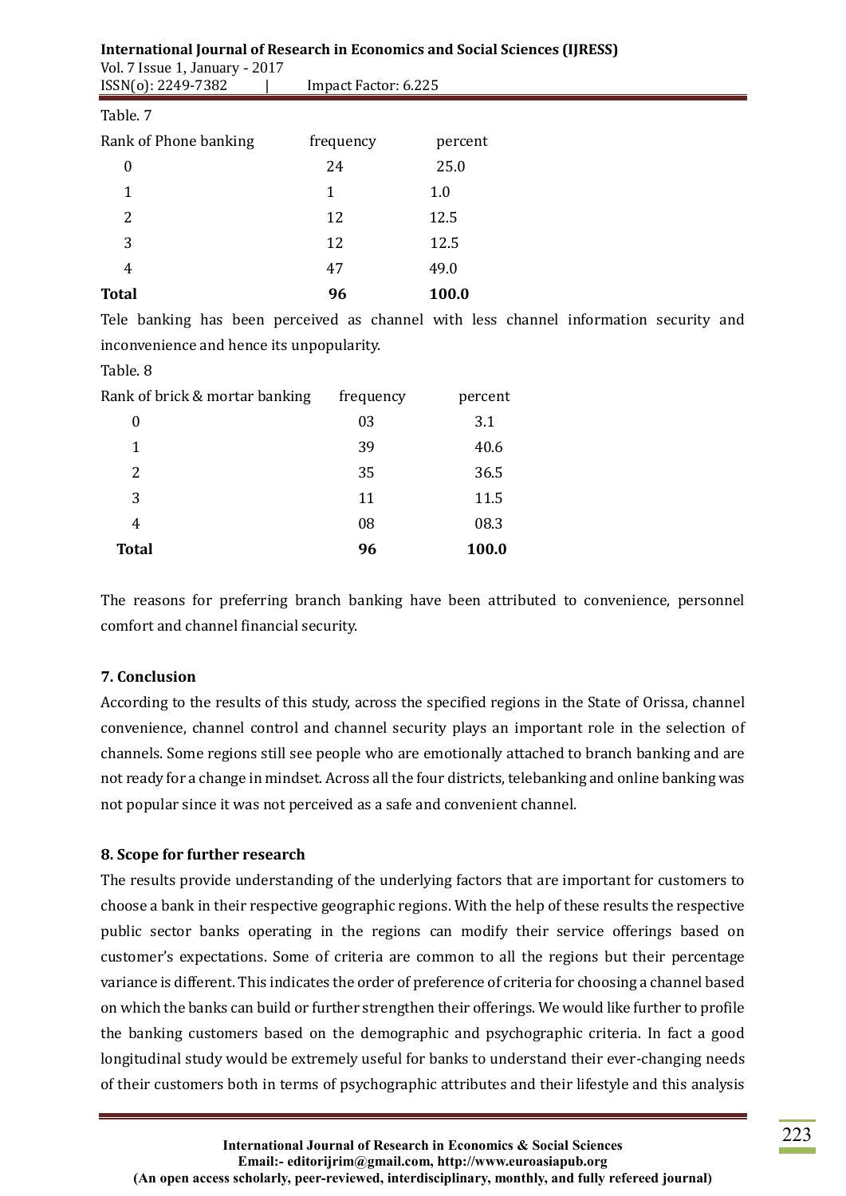Table. 7

| Rank of Phone banking | frequency | percent |
|---|---|---|
| 0 | 24 | 25.0 |
| 1 | 1 | 1.0 |
| 2 | 12 | 12.5 |
| 3 | 12 | 12.5 |
| 4 | 47 | 49.0 |
| **Total** | **96** | **100.0** |

Tele banking has been perceived as channel with less channel information security and inconvenience and hence its unpopularity.

Table. 8

| Rank of brick & mortar banking | frequency | percent |
|---|---|---|
| 0 | 03 | 3.1 |
| 1 | 39 | 40.6 |
| 2 | 35 | 36.5 |
| 3 | 11 | 11.5 |
| 4 | 08 | 08.3 |
| **Total** | **96** | **100.0** |

The reasons for preferring branch banking have been attributed to convenience, personnel comfort and channel financial security.

## 7. Conclusion

According to the results of this study, across the specified regions in the State of Orissa, channel convenience, channel control and channel security plays an important role in the selection of channels. Some regions still see people who are emotionally attached to branch banking and are not ready for a change in mindset. Across all the four districts, telebanking and online banking was not popular since it was not perceived as a safe and convenient channel.

## 8. Scope for further research

The results provide understanding of the underlying factors that are important for customers to choose a bank in their respective geographic regions. With the help of these results the respective public sector banks operating in the regions can modify their service offerings based on customer's expectations. Some of criteria are common to all the regions but their percentage variance is different. This indicates the order of preference of criteria for choosing a channel based on which the banks can build or further strengthen their offerings. We would like further to profile the banking customers based on the demographic and psychographic criteria. In fact a good longitudinal study would be extremely useful for banks to understand their ever-changing needs of their customers both in terms of psychographic attributes and their lifestyle and this analysis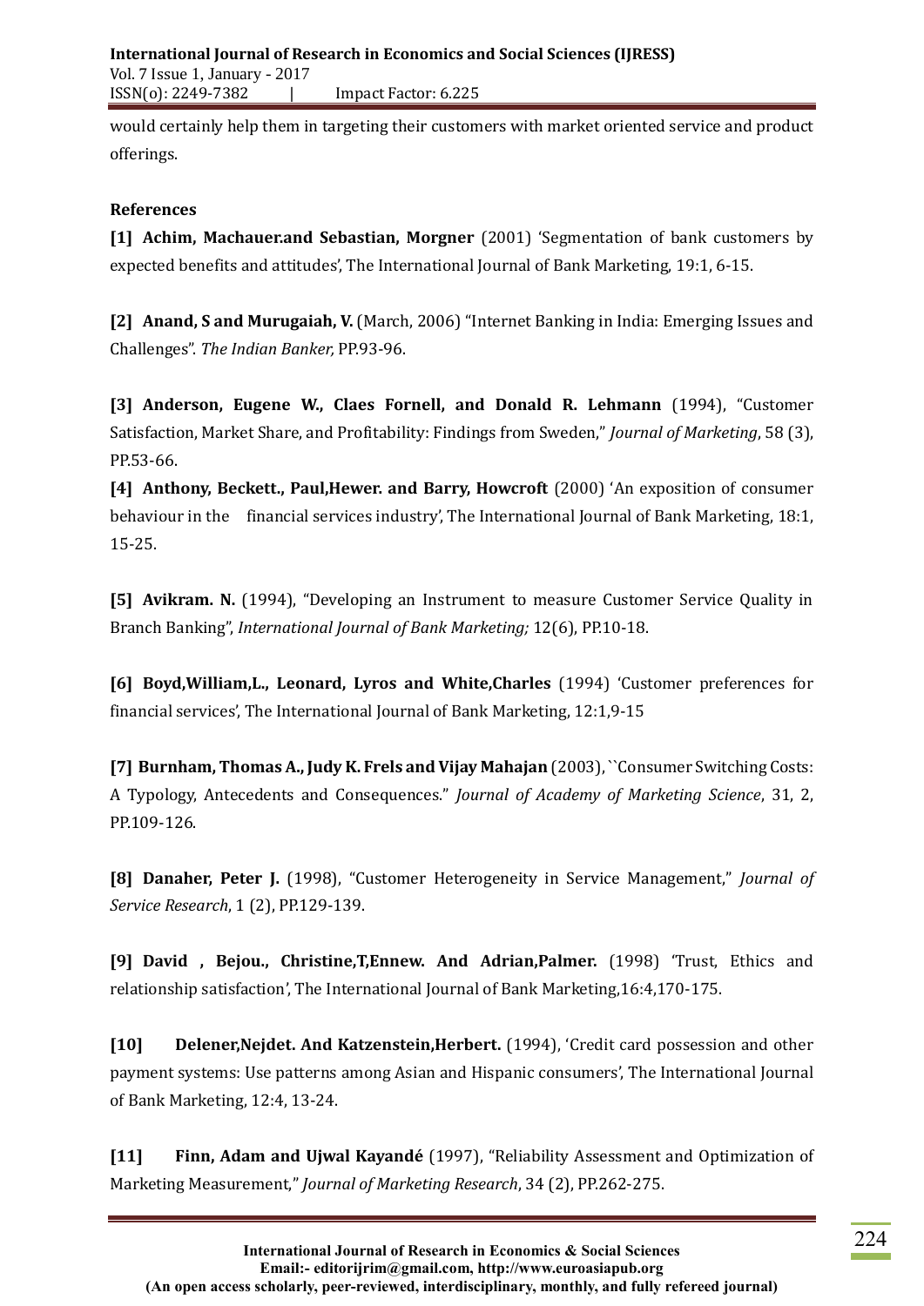would certainly help them in targeting their customers with market oriented service and product offerings.

**References**

**[1] Achim, Machauer.and Sebastian, Morgner** (2001) 'Segmentation of bank customers by expected benefits and attitudes', The International Journal of Bank Marketing, 19:1, 6-15.

**[2] Anand, S and Murugaiah, V.** (March, 2006) "Internet Banking in India: Emerging Issues and Challenges". *The Indian Banker,* PP.93-96.

**[3] Anderson, Eugene W., Claes Fornell, and Donald R. Lehmann** (1994), "Customer Satisfaction, Market Share, and Profitability: Findings from Sweden," *Journal of Marketing*, 58 (3), PP.53-66.

**[4] Anthony, Beckett., Paul,Hewer. and Barry, Howcroft** (2000) 'An exposition of consumer behaviour in the financial services industry', The International Journal of Bank Marketing, 18:1, 15-25.

**[5] Avikram. N.** (1994), "Developing an Instrument to measure Customer Service Quality in Branch Banking", *International Journal of Bank Marketing;* 12(6), PP.10-18.

**[6] Boyd,William,L., Leonard, Lyros and White,Charles** (1994) 'Customer preferences for financial services', The International Journal of Bank Marketing, 12:1,9-15

**[7] Burnham, Thomas A., Judy K. Frels and Vijay Mahajan** (2003), ``Consumer Switching Costs: A Typology, Antecedents and Consequences." *Journal of Academy of Marketing Science*, 31, 2, PP.109-126.

**[8] Danaher, Peter J.** (1998), "Customer Heterogeneity in Service Management," *Journal of Service Research*, 1 (2), PP.129-139.

**[9] David , Bejou., Christine,T,Ennew. And Adrian,Palmer.** (1998) 'Trust, Ethics and relationship satisfaction', The International Journal of Bank Marketing,16:4,170-175.

**[10] Delener,Nejdet. And Katzenstein,Herbert.** (1994), 'Credit card possession and other payment systems: Use patterns among Asian and Hispanic consumers', The International Journal of Bank Marketing, 12:4, 13-24.

**[11] Finn, Adam and Ujwal Kayandé** (1997), "Reliability Assessment and Optimization of Marketing Measurement," *Journal of Marketing Research*, 34 (2), PP.262-275.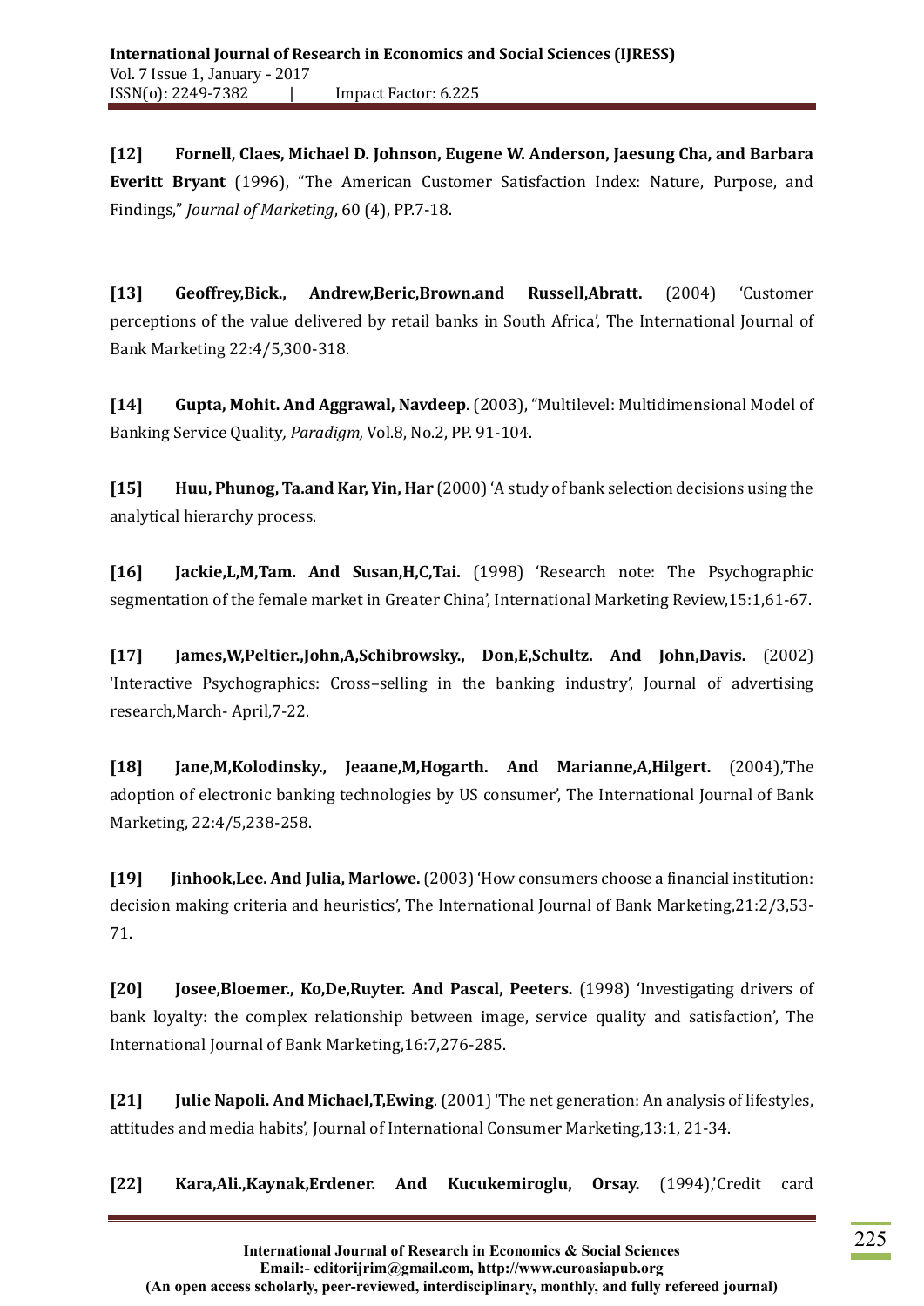**[12]** **Fornell, Claes, Michael D. Johnson, Eugene W. Anderson, Jaesung Cha, and Barbara Everitt Bryant** (1996), "The American Customer Satisfaction Index: Nature, Purpose, and Findings," *Journal of Marketing*, 60 (4), PP.7-18.

**[13]** **Geoffrey,Bick., Andrew,Beric,Brown.and Russell,Abratt.** (2004) 'Customer perceptions of the value delivered by retail banks in South Africa', The International Journal of Bank Marketing 22:4/5,300-318.

**[14]** **Gupta, Mohit. And Aggrawal, Navdeep**. (2003), "Multilevel: Multidimensional Model of Banking Service Quality*, Paradigm,* Vol.8, No.2, PP. 91-104.

**[15]** **Huu, Phunog, Ta.and Kar, Yin, Har** (2000) 'A study of bank selection decisions using the analytical hierarchy process.

**[16]** **Jackie,L,M,Tam. And Susan,H,C,Tai.** (1998) 'Research note: The Psychographic segmentation of the female market in Greater China', International Marketing Review,15:1,61-67.

**[17]** **James,W,Peltier.,John,A,Schibrowsky., Don,E,Schultz. And John,Davis.** (2002) 'Interactive Psychographics: Cross–selling in the banking industry', Journal of advertising research,March- April,7-22.

**[18]** **Jane,M,Kolodinsky., Jeaane,M,Hogarth. And Marianne,A,Hilgert.** (2004),'The adoption of electronic banking technologies by US consumer', The International Journal of Bank Marketing, 22:4/5,238-258.

**[19]** **Jinhook,Lee. And Julia, Marlowe.** (2003) 'How consumers choose a financial institution: decision making criteria and heuristics', The International Journal of Bank Marketing,21:2/3,53-71.

**[20]** **Josee,Bloemer., Ko,De,Ruyter. And Pascal, Peeters.** (1998) 'Investigating drivers of bank loyalty: the complex relationship between image, service quality and satisfaction', The International Journal of Bank Marketing,16:7,276-285.

**[21]** **Julie Napoli. And Michael,T,Ewing**. (2001) 'The net generation: An analysis of lifestyles, attitudes and media habits', Journal of International Consumer Marketing,13:1, 21-34.

**[22]** **Kara,Ali.,Kaynak,Erdener. And Kucukemiroglu, Orsay.** (1994),'Credit card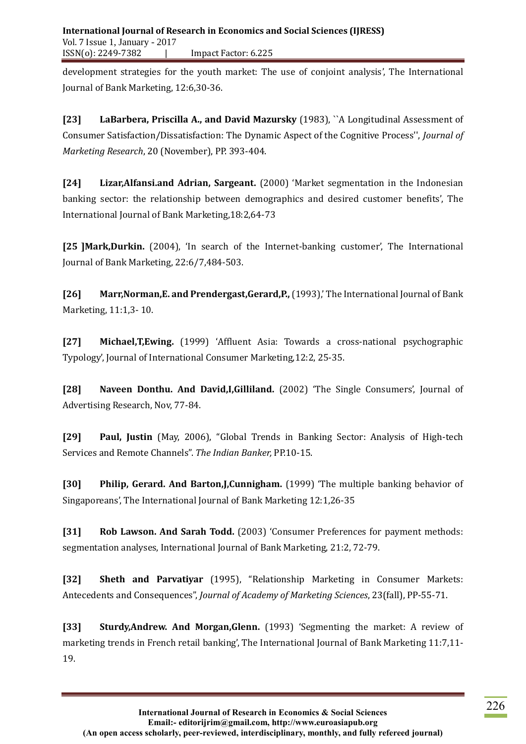development strategies for the youth market: The use of conjoint analysis', The International Journal of Bank Marketing, 12:6,30-36.

**[23] LaBarbera, Priscilla A., and David Mazursky** (1983), ``A Longitudinal Assessment of Consumer Satisfaction/Dissatisfaction: The Dynamic Aspect of the Cognitive Process'', *Journal of Marketing Research*, 20 (November), PP. 393-404.

**[24] Lizar,Alfansi.and Adrian, Sargeant.** (2000) 'Market segmentation in the Indonesian banking sector: the relationship between demographics and desired customer benefits', The International Journal of Bank Marketing,18:2,64-73

**[25 ]Mark,Durkin.** (2004), 'In search of the Internet-banking customer', The International Journal of Bank Marketing, 22:6/7,484-503.

**[26] Marr,Norman,E. and Prendergast,Gerard,P.,** (1993),' The International Journal of Bank Marketing, 11:1,3- 10.

**[27] Michael,T,Ewing.** (1999) 'Affluent Asia: Towards a cross-national psychographic Typology', Journal of International Consumer Marketing,12:2, 25-35.

**[28] Naveen Donthu. And David,I,Gilliland.** (2002) 'The Single Consumers', Journal of Advertising Research, Nov, 77-84.

**[29] Paul, Justin** (May, 2006), "Global Trends in Banking Sector: Analysis of High-tech Services and Remote Channels". *The Indian Banker,* PP.10-15.

**[30] Philip, Gerard. And Barton,J,Cunnigham.** (1999) 'The multiple banking behavior of Singaporeans', The International Journal of Bank Marketing 12:1,26-35

**[31] Rob Lawson. And Sarah Todd.** (2003) 'Consumer Preferences for payment methods: segmentation analyses, International Journal of Bank Marketing, 21:2, 72-79.

**[32] Sheth and Parvatiyar** (1995), "Relationship Marketing in Consumer Markets: Antecedents and Consequences", *Journal of Academy of Marketing Sciences*, 23(fall), PP-55-71.

**[33] Sturdy,Andrew. And Morgan,Glenn.** (1993) 'Segmenting the market: A review of marketing trends in French retail banking', The International Journal of Bank Marketing 11:7,11-19.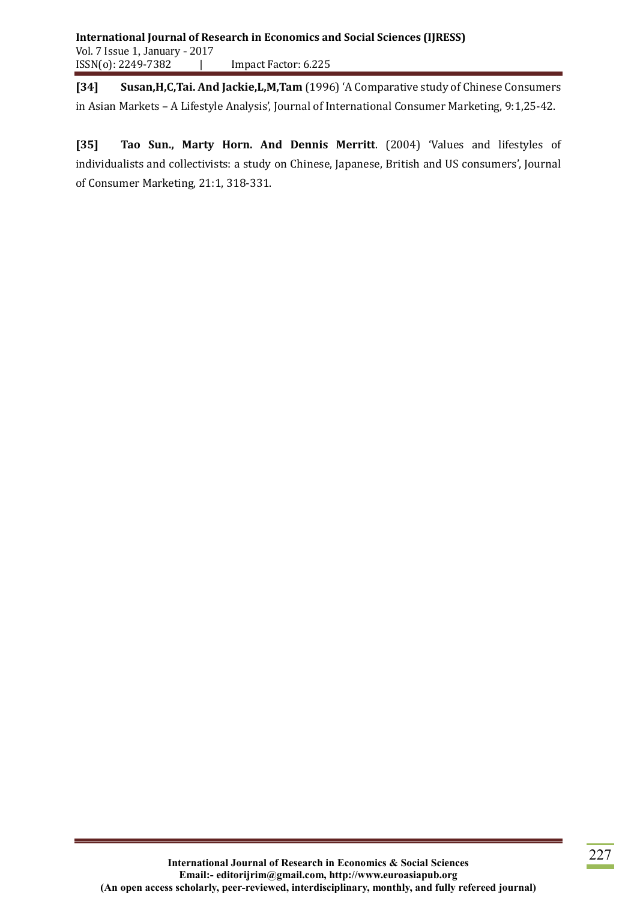[34] **Susan,H,C,Tai. And Jackie,L,M,Tam** (1996) 'A Comparative study of Chinese Consumers in Asian Markets – A Lifestyle Analysis', Journal of International Consumer Marketing, 9:1,25-42.

[35] **Tao Sun., Marty Horn. And Dennis Merritt**. (2004) 'Values and lifestyles of individualists and collectivists: a study on Chinese, Japanese, British and US consumers', Journal of Consumer Marketing, 21:1, 318-331.